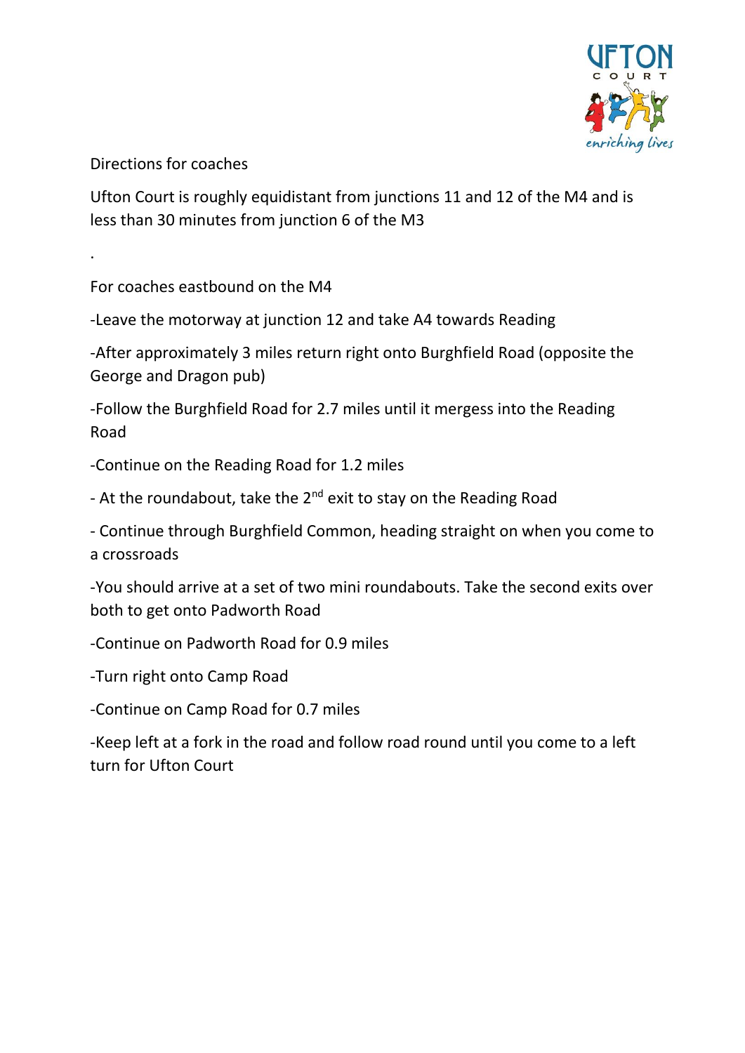Directions for coaches

Ufton Court is roughly equidistant from junctions 11 and 12 of the M4 and is less than 30 minutes from junction 6 of the M3

.

For coaches eastbound on the M4

-Leave the motorway at junction 12 and take A4 towards Reading

-After approximately 3 miles return right onto Burghfield Road (opposite the George and Dragon pub)

-Follow the Burghfield Road for 2.7 miles until it mergess into the Reading Road

-Continue on the Reading Road for 1.2 miles

- At the roundabout, take the 2nd exit to stay on the Reading Road

- Continue through Burghfield Common, heading straight on when you come to a crossroads

-You should arrive at a set of two mini roundabouts. Take the second exits over both to get onto Padworth Road

-Continue on Padworth Road for 0.9 miles

-Turn right onto Camp Road

-Continue on Camp Road for 0.7 miles

-Keep left at a fork in the road and follow road round until you come to a left turn for Ufton Court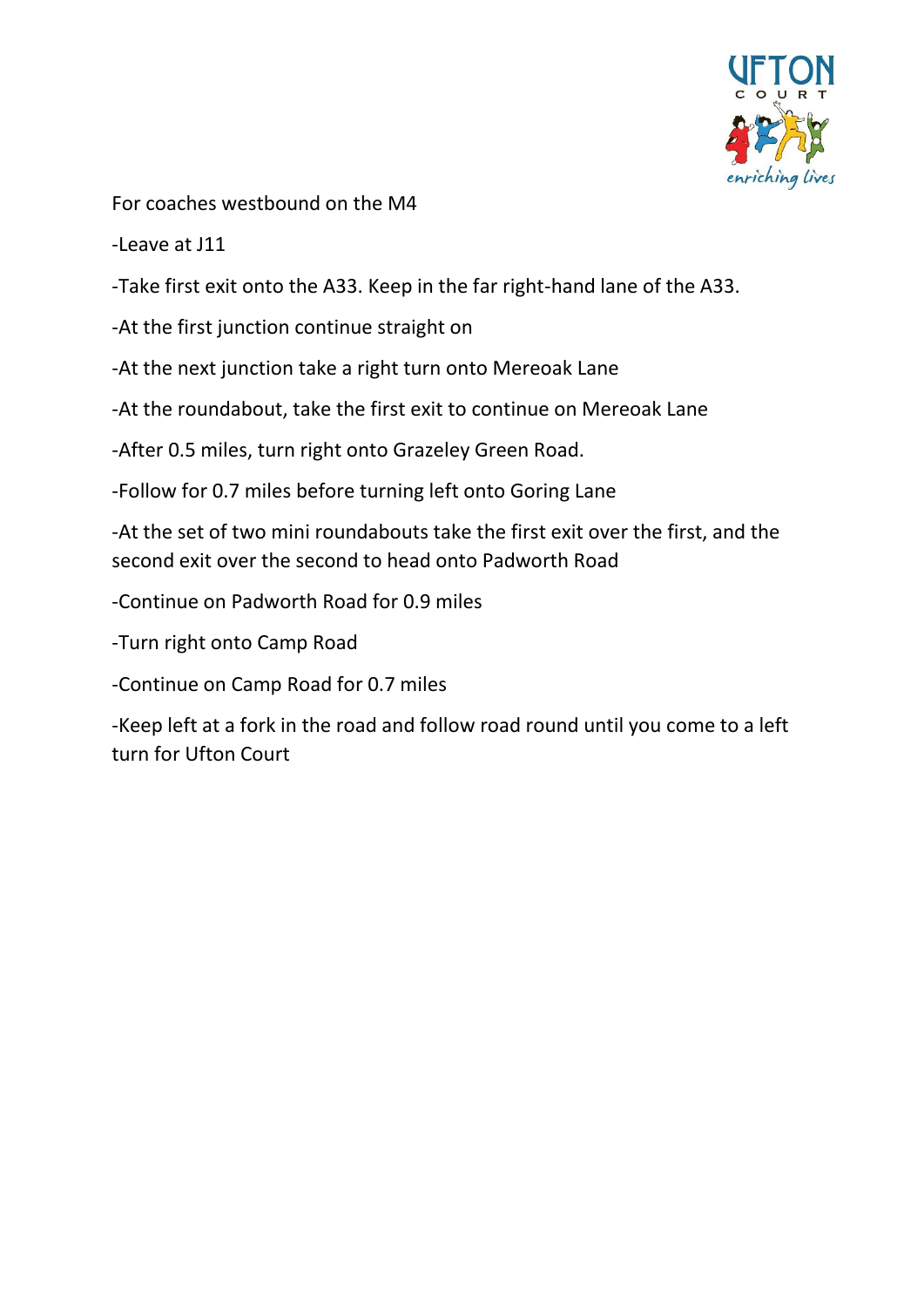For coaches westbound on the M4

-Leave at J11

-Take first exit onto the A33. Keep in the far right-hand lane of the A33.

-At the first junction continue straight on

-At the next junction take a right turn onto Mereoak Lane

-At the roundabout, take the first exit to continue on Mereoak Lane

-After 0.5 miles, turn right onto Grazeley Green Road.

-Follow for 0.7 miles before turning left onto Goring Lane

-At the set of two mini roundabouts take the first exit over the first, and the second exit over the second to head onto Padworth Road

-Continue on Padworth Road for 0.9 miles

-Turn right onto Camp Road

-Continue on Camp Road for 0.7 miles

-Keep left at a fork in the road and follow road round until you come to a left turn for Ufton Court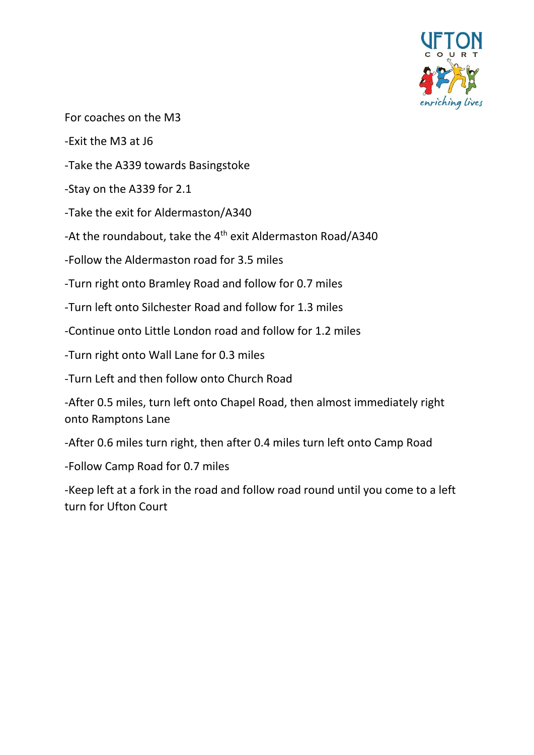For coaches on the M3

-Exit the M3 at J6

-Take the A339 towards Basingstoke

-Stay on the A339 for 2.1

-Take the exit for Aldermaston/A340

-At the roundabout, take the 4th exit Aldermaston Road/A340

-Follow the Aldermaston road for 3.5 miles

-Turn right onto Bramley Road and follow for 0.7 miles

-Turn left onto Silchester Road and follow for 1.3 miles

-Continue onto Little London road and follow for 1.2 miles

-Turn right onto Wall Lane for 0.3 miles

-Turn Left and then follow onto Church Road

-After 0.5 miles, turn left onto Chapel Road, then almost immediately right onto Ramptons Lane

-After 0.6 miles turn right, then after 0.4 miles turn left onto Camp Road

-Follow Camp Road for 0.7 miles

-Keep left at a fork in the road and follow road round until you come to a left turn for Ufton Court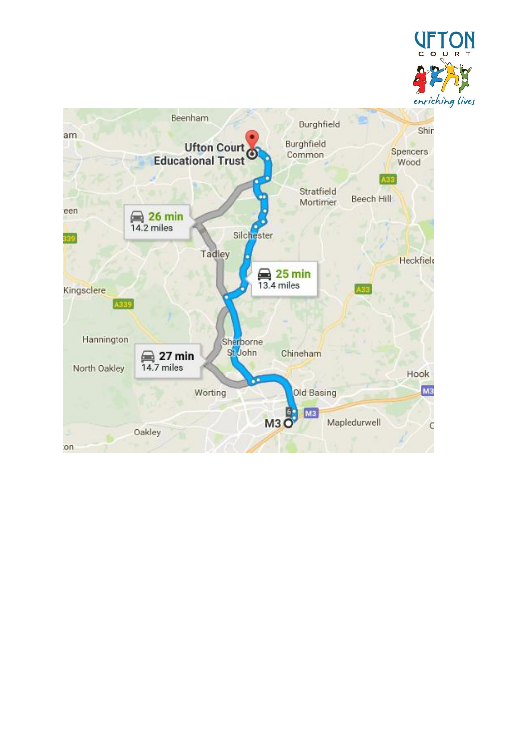Ufton Court Educational Trust

26 min
14.2 miles

25 min
13.4 miles

27 min
14.7 miles

M3

Beenham
Burghfield
Burghfield Common
Spencers Wood
Stratfield Mortimer
Beech Hill
Silchester
Tadley
Heckfield
Kingsclere
Hannington
Sherborne St John
Chineham
North Oakley
Worting
Old Basing
Hook
Mapledurwell
Oakley
A33
A339
M3
6